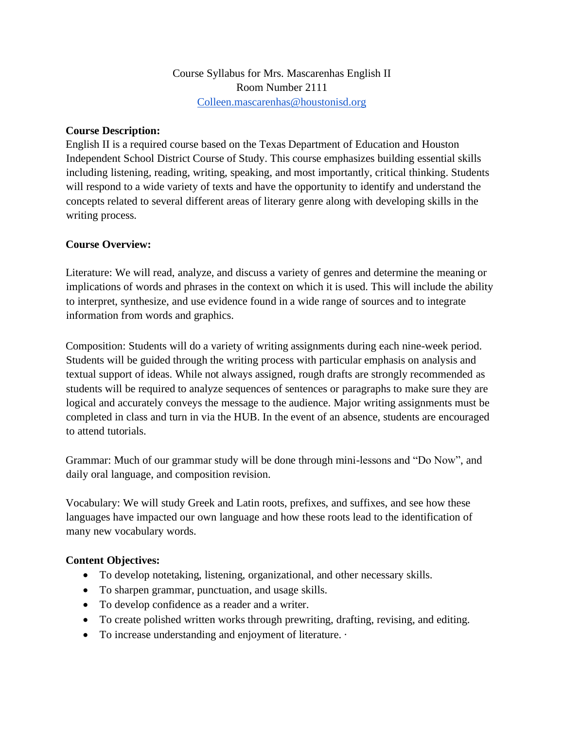Course Syllabus for Mrs. Mascarenhas English II
Room Number 2111
Colleen.mascarenhas@houstonisd.org

**Course Description:**

English II is a required course based on the Texas Department of Education and Houston Independent School District Course of Study. This course emphasizes building essential skills including listening, reading, writing, speaking, and most importantly, critical thinking. Students will respond to a wide variety of texts and have the opportunity to identify and understand the concepts related to several different areas of literary genre along with developing skills in the writing process.

**Course Overview:**

Literature: We will read, analyze, and discuss a variety of genres and determine the meaning or implications of words and phrases in the context on which it is used. This will include the ability to interpret, synthesize, and use evidence found in a wide range of sources and to integrate information from words and graphics.

Composition: Students will do a variety of writing assignments during each nine-week period. Students will be guided through the writing process with particular emphasis on analysis and textual support of ideas. While not always assigned, rough drafts are strongly recommended as students will be required to analyze sequences of sentences or paragraphs to make sure they are logical and accurately conveys the message to the audience. Major writing assignments must be completed in class and turn in via the HUB. In the event of an absence, students are encouraged to attend tutorials.

Grammar: Much of our grammar study will be done through mini-lessons and "Do Now", and daily oral language, and composition revision.

Vocabulary: We will study Greek and Latin roots, prefixes, and suffixes, and see how these languages have impacted our own language and how these roots lead to the identification of many new vocabulary words.

**Content Objectives:**

- To develop notetaking, listening, organizational, and other necessary skills.
- To sharpen grammar, punctuation, and usage skills.
- To develop confidence as a reader and a writer.
- To create polished written works through prewriting, drafting, revising, and editing.
- To increase understanding and enjoyment of literature. ·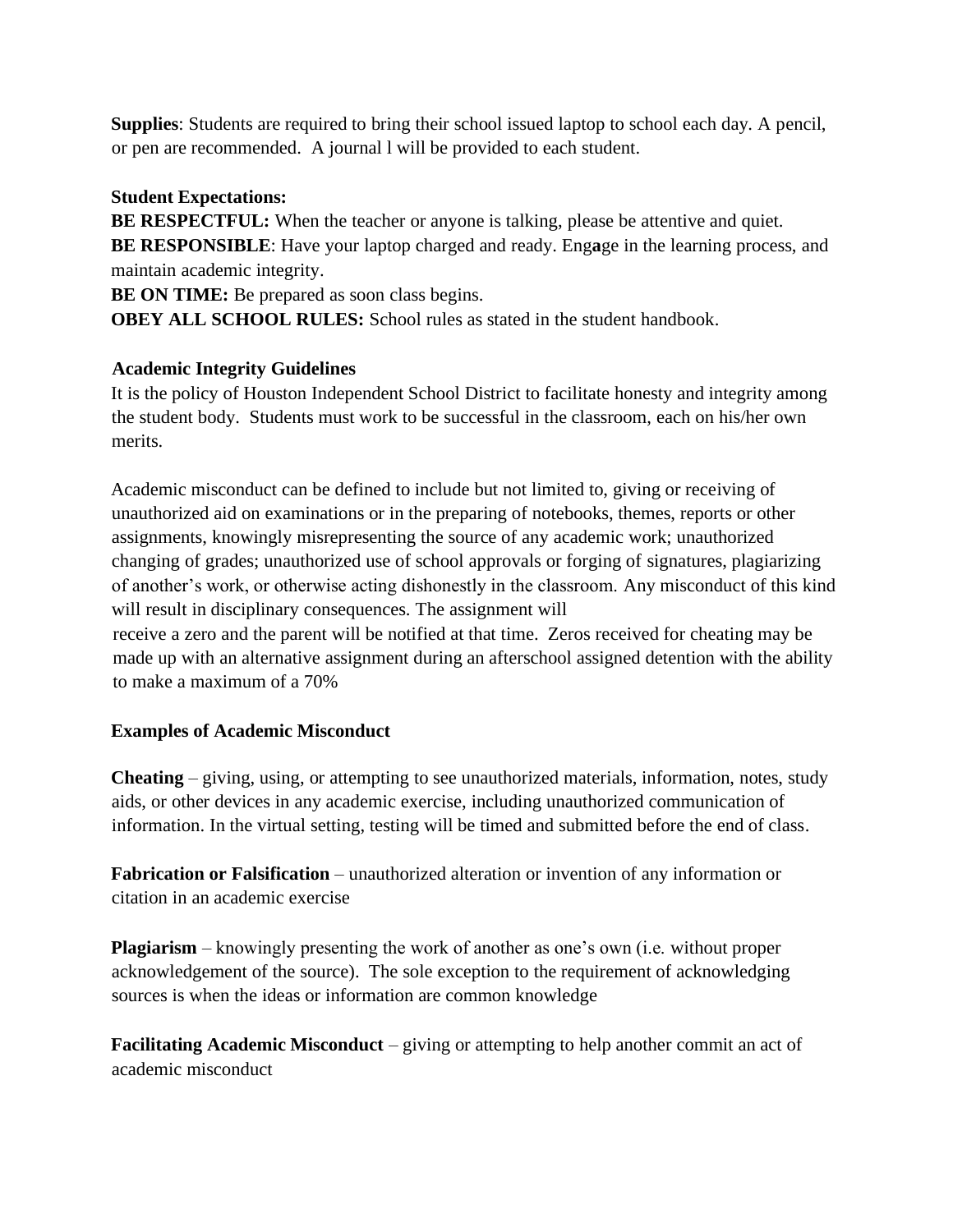**Supplies**: Students are required to bring their school issued laptop to school each day. A pencil, or pen are recommended. A journal l will be provided to each student.

**Student Expectations:**

**BE RESPECTFUL:** When the teacher or anyone is talking, please be attentive and quiet.
**BE RESPONSIBLE**: Have your laptop charged and ready. Eng**a**ge in the learning process, and maintain academic integrity.
**BE ON TIME:** Be prepared as soon class begins.
**OBEY ALL SCHOOL RULES:** School rules as stated in the student handbook.

**Academic Integrity Guidelines**

It is the policy of Houston Independent School District to facilitate honesty and integrity among the student body. Students must work to be successful in the classroom, each on his/her own merits.

Academic misconduct can be defined to include but not limited to, giving or receiving of unauthorized aid on examinations or in the preparing of notebooks, themes, reports or other assignments, knowingly misrepresenting the source of any academic work; unauthorized changing of grades; unauthorized use of school approvals or forging of signatures, plagiarizing of another's work, or otherwise acting dishonestly in the classroom. Any misconduct of this kind will result in disciplinary consequences. The assignment will receive a zero and the parent will be notified at that time. Zeros received for cheating may be made up with an alternative assignment during an afterschool assigned detention with the ability to make a maximum of a 70%

**Examples of Academic Misconduct**

**Cheating** – giving, using, or attempting to see unauthorized materials, information, notes, study aids, or other devices in any academic exercise, including unauthorized communication of information. In the virtual setting, testing will be timed and submitted before the end of class.

**Fabrication or Falsification** – unauthorized alteration or invention of any information or citation in an academic exercise

**Plagiarism** – knowingly presenting the work of another as one's own (i.e. without proper acknowledgement of the source). The sole exception to the requirement of acknowledging sources is when the ideas or information are common knowledge

**Facilitating Academic Misconduct** – giving or attempting to help another commit an act of academic misconduct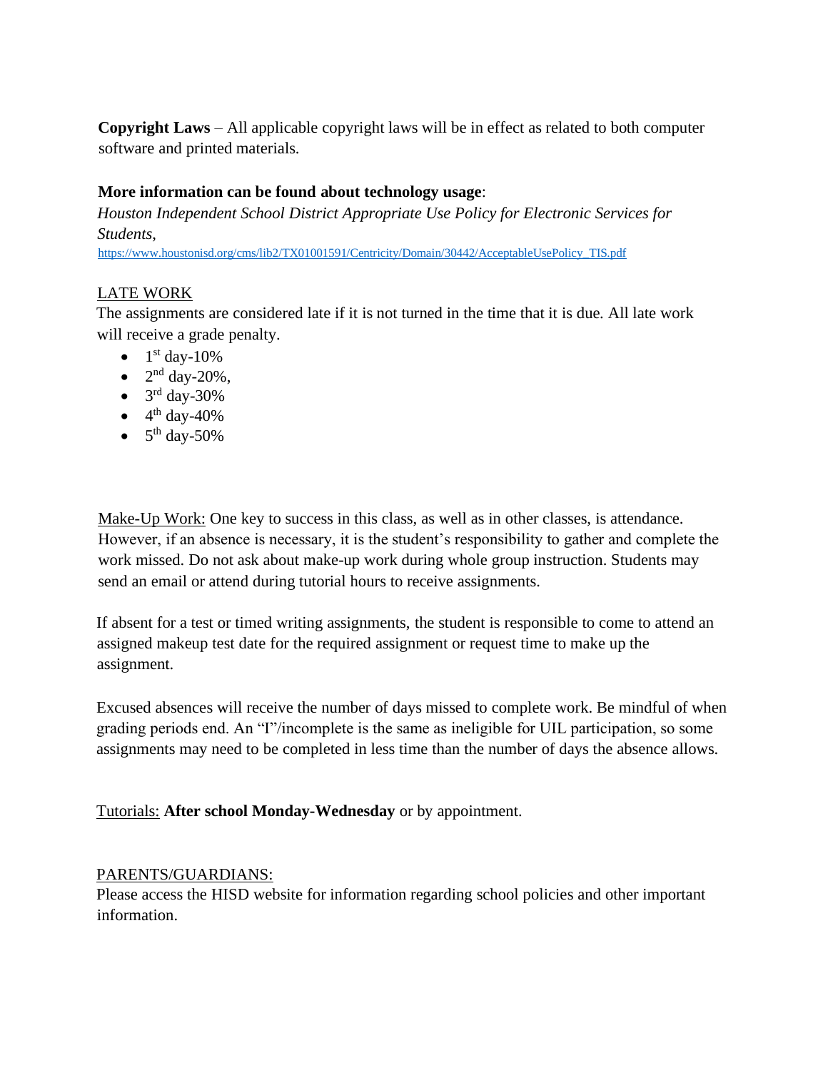**Copyright Laws** – All applicable copyright laws will be in effect as related to both computer software and printed materials.

**More information can be found about technology usage**:

*Houston Independent School District Appropriate Use Policy for Electronic Services for Students*, https://www.houstonisd.org/cms/lib2/TX01001591/Centricity/Domain/30442/AcceptableUsePolicy_TIS.pdf

LATE WORK

The assignments are considered late if it is not turned in the time that it is due. All late work will receive a grade penalty.

- 1st day-10%
- 2nd day-20%,
- 3rd day-30%
- 4th day-40%
- 5th day-50%

Make-Up Work: One key to success in this class, as well as in other classes, is attendance. However, if an absence is necessary, it is the student's responsibility to gather and complete the work missed. Do not ask about make-up work during whole group instruction. Students may send an email or attend during tutorial hours to receive assignments.

If absent for a test or timed writing assignments, the student is responsible to come to attend an assigned makeup test date for the required assignment or request time to make up the assignment.

Excused absences will receive the number of days missed to complete work. Be mindful of when grading periods end. An "I"/incomplete is the same as ineligible for UIL participation, so some assignments may need to be completed in less time than the number of days the absence allows.

Tutorials: **After school Monday-Wednesday** or by appointment.

PARENTS/GUARDIANS:

Please access the HISD website for information regarding school policies and other important information.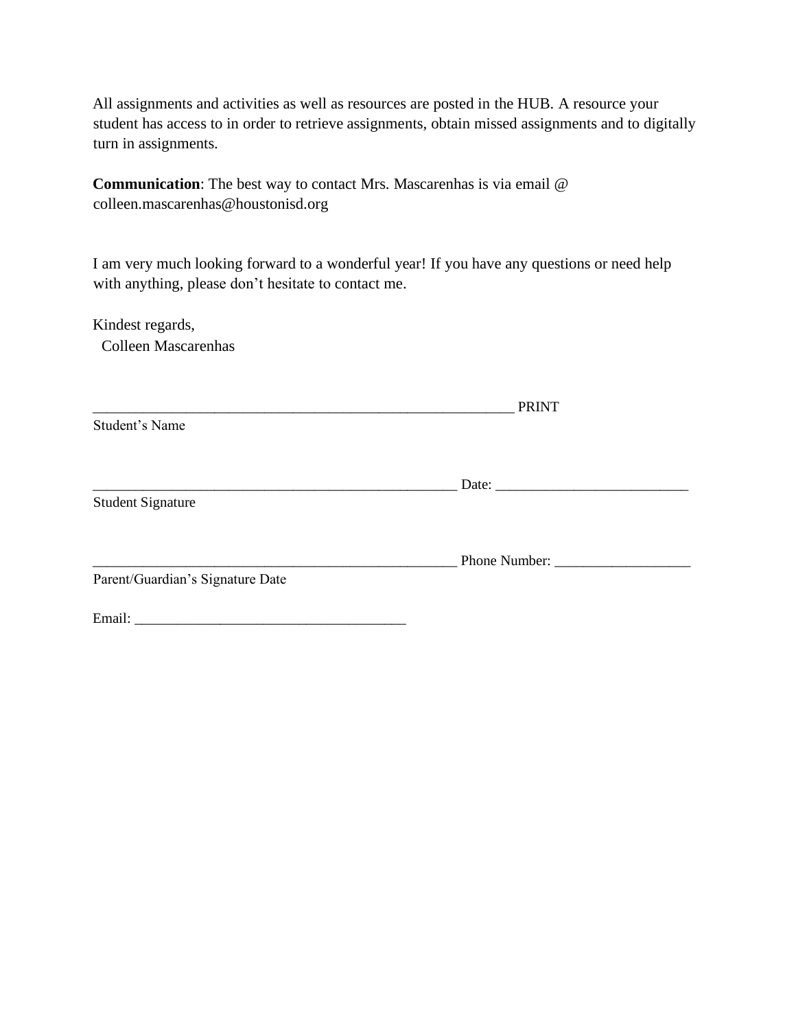All assignments and activities as well as resources are posted in the HUB. A resource your student has access to in order to retrieve assignments, obtain missed assignments and to digitally turn in assignments.

**Communication**: The best way to contact Mrs. Mascarenhas is via email @ colleen.mascarenhas@houstonisd.org

I am very much looking forward to a wonderful year! If you have any questions or need help with anything, please don't hesitate to contact me.

Kindest regards,
Colleen Mascarenhas

____________________________________________________________ PRINT
Student's Name

____________________________________________________ Date: ___________________________
Student Signature

____________________________________________________ Phone Number: ___________________
Parent/Guardian's Signature Date

Email: ______________________________________